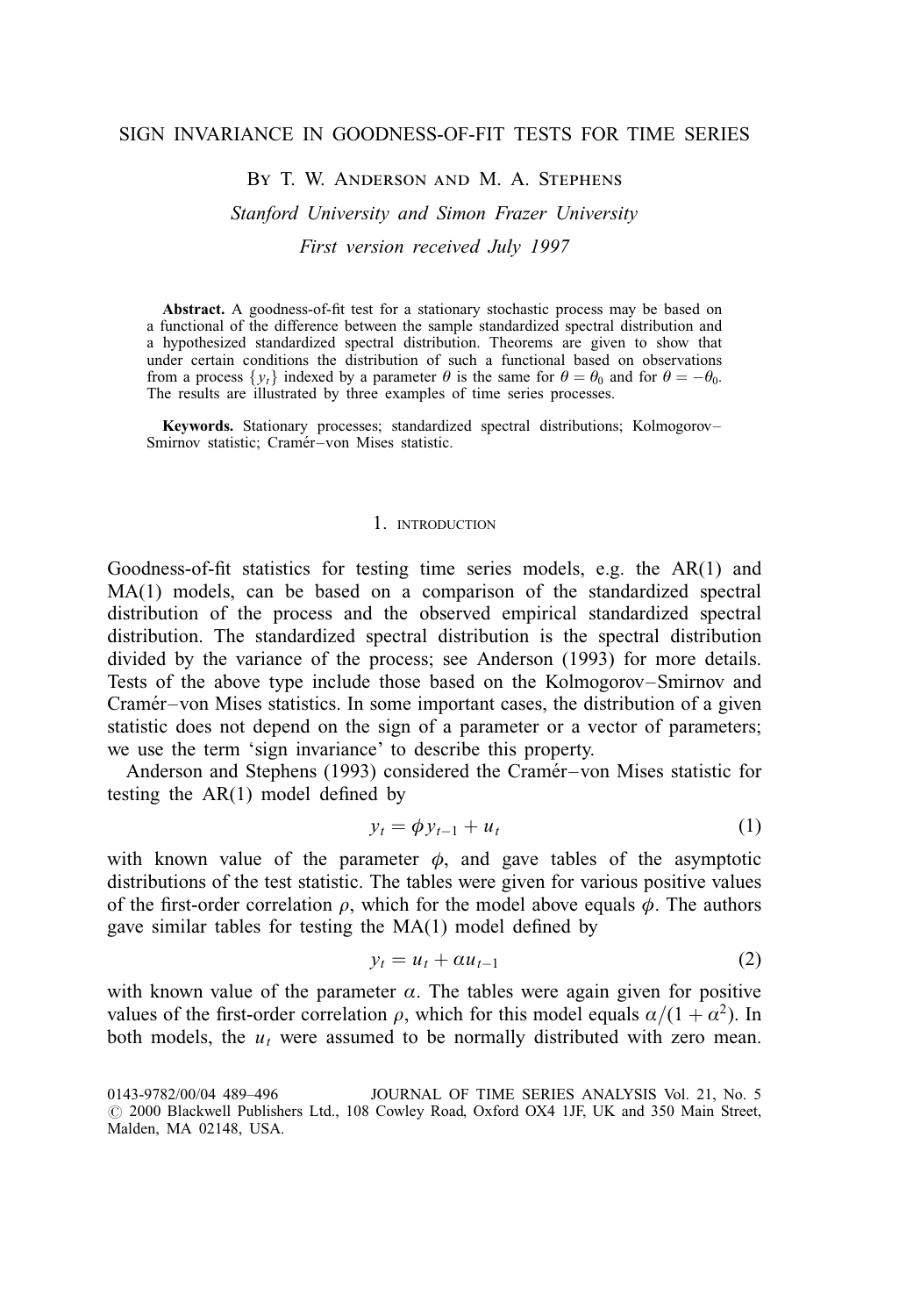# SIGN INVARIANCE IN GOODNESS-OF-FIT TESTS FOR TIME SERIES

By T. W. Anderson and M. A. Stephens

*Stanford University and Simon Frazer University*

*First version received July 1997*

**Abstract.** A goodness-of-fit test for a stationary stochastic process may be based on a functional of the difference between the sample standardized spectral distribution and a hypothesized standardized spectral distribution. Theorems are given to show that under certain conditions the distribution of such a functional based on observations from a process $\{y_t\}$ indexed by a parameter $\theta$ is the same for $\theta = \theta_0$ and for $\theta = -\theta_0$. The results are illustrated by three examples of time series processes.

**Keywords.** Stationary processes; standardized spectral distributions; Kolmogorov–Smirnov statistic; Cramér–von Mises statistic.

## 1. INTRODUCTION

Goodness-of-fit statistics for testing time series models, e.g. the AR(1) and MA(1) models, can be based on a comparison of the standardized spectral distribution of the process and the observed empirical standardized spectral distribution. The standardized spectral distribution is the spectral distribution divided by the variance of the process; see Anderson (1993) for more details. Tests of the above type include those based on the Kolmogorov–Smirnov and Cramér–von Mises statistics. In some important cases, the distribution of a given statistic does not depend on the sign of a parameter or a vector of parameters; we use the term 'sign invariance' to describe this property.

Anderson and Stephens (1993) considered the Cramér–von Mises statistic for testing the AR(1) model defined by

$$y_t = \phi y_{t-1} + u_t \tag{1}$$

with known value of the parameter $\phi$, and gave tables of the asymptotic distributions of the test statistic. The tables were given for various positive values of the first-order correlation $\rho$, which for the model above equals $\phi$. The authors gave similar tables for testing the MA(1) model defined by

$$y_t = u_t + \alpha u_{t-1} \tag{2}$$

with known value of the parameter $\alpha$. The tables were again given for positive values of the first-order correlation $\rho$, which for this model equals $\alpha/(1+\alpha^2)$. In both models, the $u_t$ were assumed to be normally distributed with zero mean.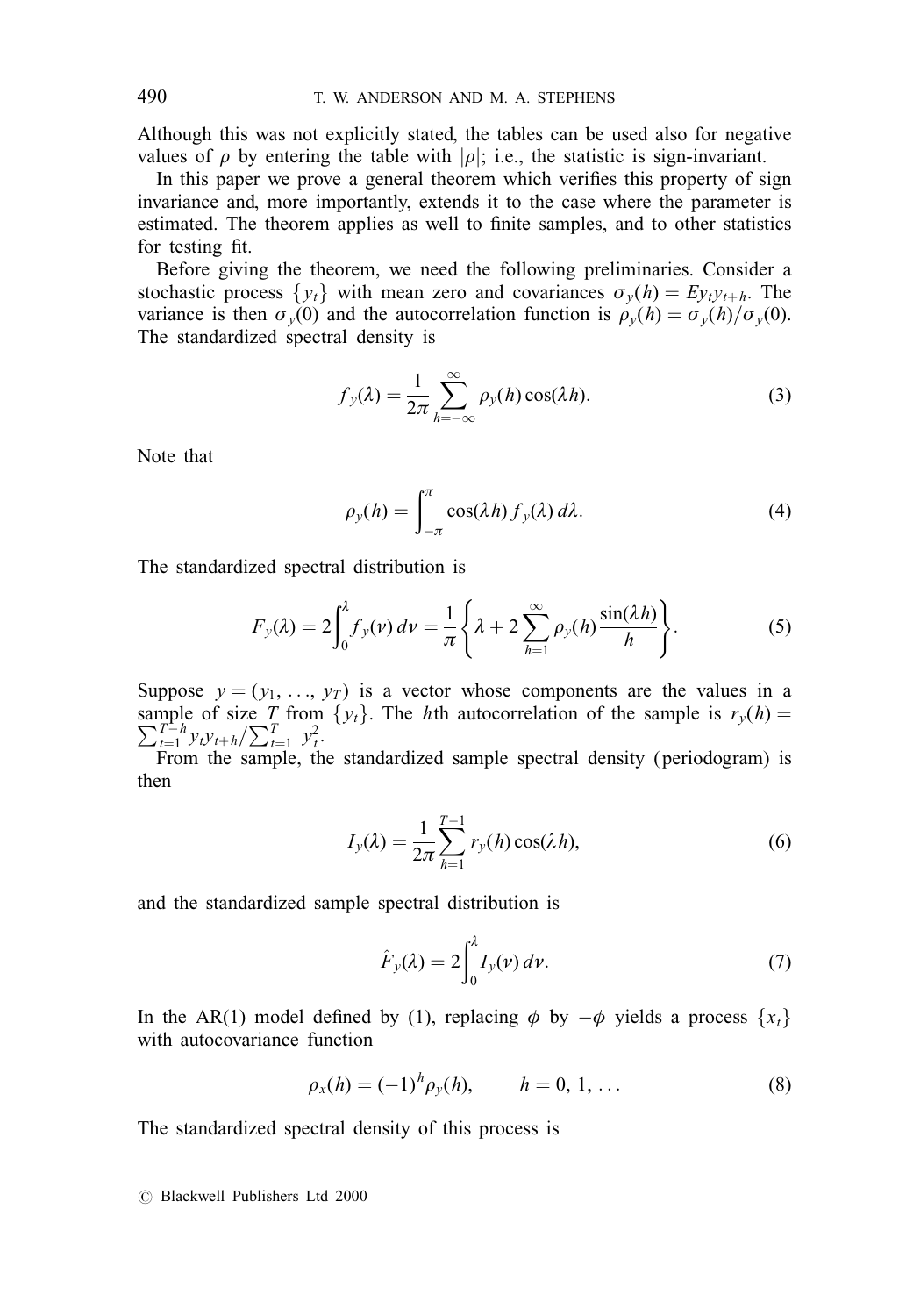Although this was not explicitly stated, the tables can be used also for negative values of $\rho$ by entering the table with $|\rho|$; i.e., the statistic is sign-invariant.

In this paper we prove a general theorem which verifies this property of sign invariance and, more importantly, extends it to the case where the parameter is estimated. The theorem applies as well to finite samples, and to other statistics for testing fit.

Before giving the theorem, we need the following preliminaries. Consider a stochastic process $\{y_t\}$ with mean zero and covariances $\sigma_y(h) = Ey_t y_{t+h}$. The variance is then $\sigma_y(0)$ and the autocorrelation function is $\rho_y(h) = \sigma_y(h)/\sigma_y(0)$. The standardized spectral density is

$$f_y(\lambda) = \frac{1}{2\pi} \sum_{h=-\infty}^{\infty} \rho_y(h) \cos(\lambda h). \tag{3}$$

Note that

$$\rho_y(h) = \int_{-\pi}^{\pi} \cos(\lambda h) f_y(\lambda)\, d\lambda. \tag{4}$$

The standardized spectral distribution is

$$F_y(\lambda) = 2\int_0^{\lambda} f_y(\nu)\, d\nu = \frac{1}{\pi}\left\{\lambda + 2\sum_{h=1}^{\infty} \rho_y(h) \frac{\sin(\lambda h)}{h}\right\}. \tag{5}$$

Suppose $y = (y_1, \ldots, y_T)$ is a vector whose components are the values in a sample of size $T$ from $\{y_t\}$. The $h$th autocorrelation of the sample is $r_y(h) = \sum_{t=1}^{T-h} y_t y_{t+h} / \sum_{t=1}^{T} y_t^2$.

From the sample, the standardized sample spectral density (periodogram) is then

$$I_y(\lambda) = \frac{1}{2\pi} \sum_{h=1}^{T-1} r_y(h) \cos(\lambda h), \tag{6}$$

and the standardized sample spectral distribution is

$$\hat{F}_y(\lambda) = 2\int_0^{\lambda} I_y(\nu)\, d\nu. \tag{7}$$

In the AR(1) model defined by (1), replacing $\phi$ by $-\phi$ yields a process $\{x_t\}$ with autocovariance function

$$\rho_x(h) = (-1)^h \rho_y(h), \qquad h = 0, 1, \ldots \tag{8}$$

The standardized spectral density of this process is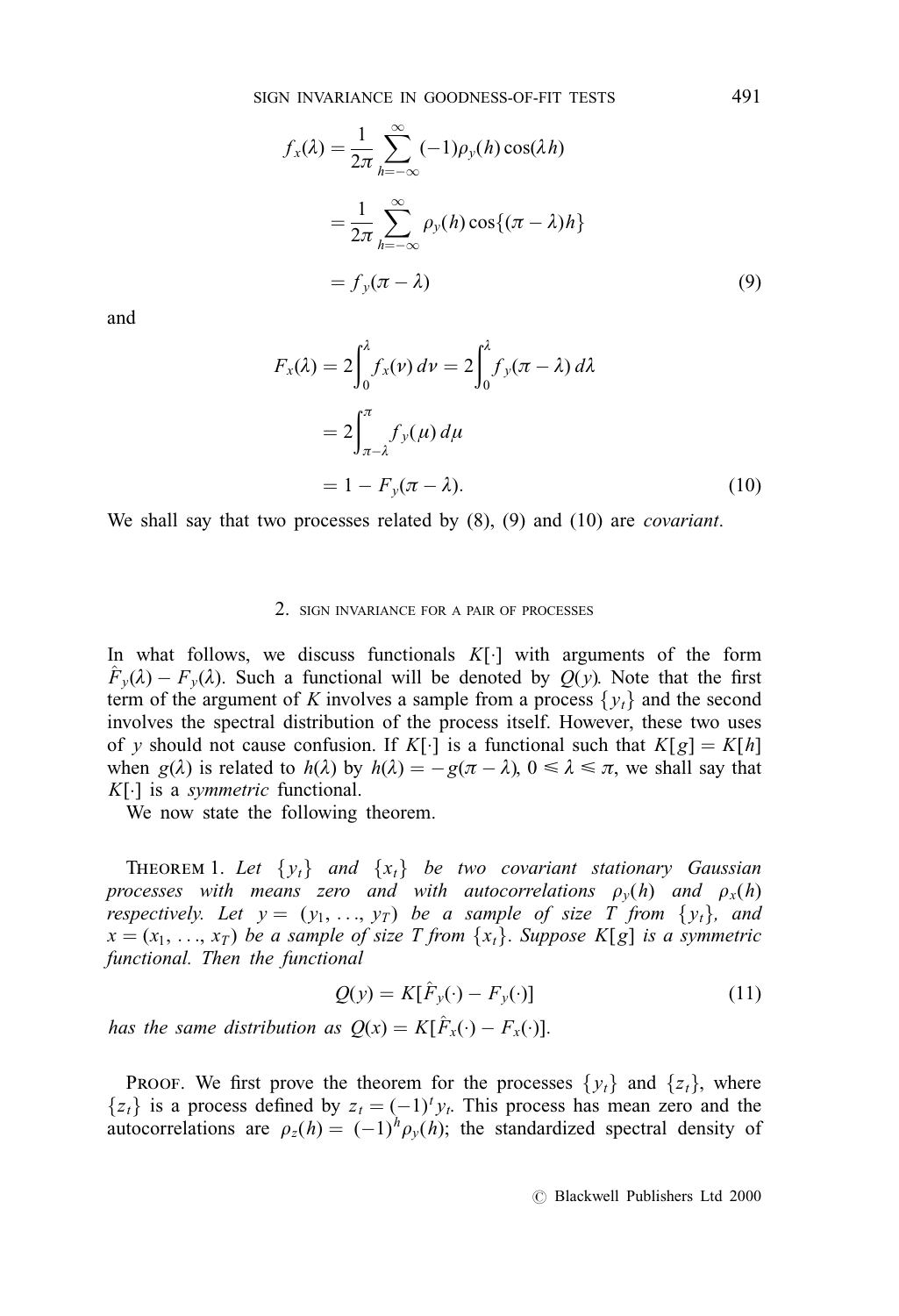$$
\begin{aligned}
f_x(\lambda) &= \frac{1}{2\pi} \sum_{h=-\infty}^{\infty} (-1)\rho_y(h)\cos(\lambda h) \\
&= \frac{1}{2\pi} \sum_{h=-\infty}^{\infty} \rho_y(h)\cos\{(\pi - \lambda)h\} \\
&= f_y(\pi - \lambda)
\end{aligned}
\tag{9}
$$

and

$$
\begin{aligned}
F_x(\lambda) &= 2\int_0^{\lambda} f_x(\nu)\, d\nu = 2\int_0^{\lambda} f_y(\pi - \lambda)\, d\lambda \\
&= 2\int_{\pi-\lambda}^{\pi} f_y(\mu)\, d\mu \\
&= 1 - F_y(\pi - \lambda).
\end{aligned}
\tag{10}
$$

We shall say that two processes related by (8), (9) and (10) are *covariant*.

## 2. SIGN INVARIANCE FOR A PAIR OF PROCESSES

In what follows, we discuss functionals $K[\cdot]$ with arguments of the form $\hat{F}_y(\lambda) - F_y(\lambda)$. Such a functional will be denoted by $Q(y)$. Note that the first term of the argument of $K$ involves a sample from a process $\{y_t\}$ and the second involves the spectral distribution of the process itself. However, these two uses of $y$ should not cause confusion. If $K[\cdot]$ is a functional such that $K[g] = K[h]$ when $g(\lambda)$ is related to $h(\lambda)$ by $h(\lambda) = -g(\pi - \lambda)$, $0 \leqslant \lambda \leqslant \pi$, we shall say that $K[\cdot]$ is a *symmetric* functional.

We now state the following theorem.

THEOREM 1. *Let $\{y_t\}$ and $\{x_t\}$ be two covariant stationary Gaussian processes with means zero and with autocorrelations $\rho_y(h)$ and $\rho_x(h)$ respectively. Let $y = (y_1, \ldots, y_T)$ be a sample of size $T$ from $\{y_t\}$, and $x = (x_1, \ldots, x_T)$ be a sample of size $T$ from $\{x_t\}$. Suppose $K[g]$ is a symmetric functional. Then the functional*

$$
Q(y) = K[\hat{F}_y(\cdot) - F_y(\cdot)] \tag{11}
$$

*has the same distribution as $Q(x) = K[\hat{F}_x(\cdot) - F_x(\cdot)]$.*

PROOF. We first prove the theorem for the processes $\{y_t\}$ and $\{z_t\}$, where $\{z_t\}$ is a process defined by $z_t = (-1)^t y_t$. This process has mean zero and the autocorrelations are $\rho_z(h) = (-1)^h \rho_y(h)$; the standardized spectral density of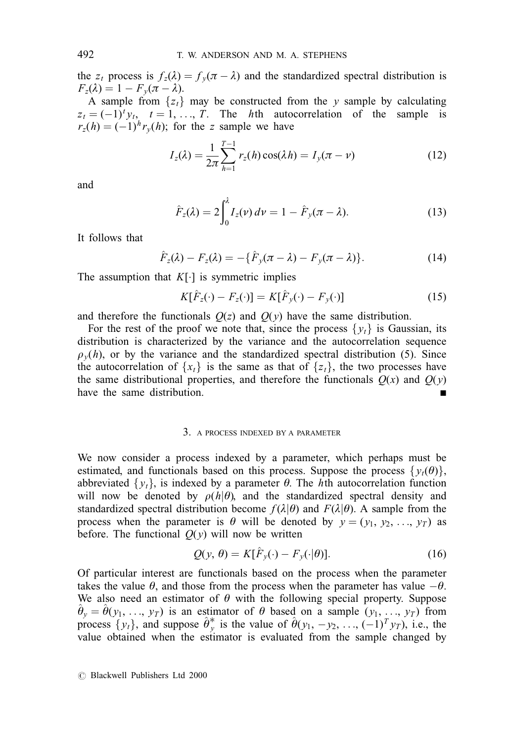the $z_t$ process is $f_z(\lambda) = f_y(\pi - \lambda)$ and the standardized spectral distribution is $F_z(\lambda) = 1 - F_y(\pi - \lambda)$.

A sample from $\{z_t\}$ may be constructed from the $y$ sample by calculating $z_t = (-1)^t y_t, \quad t = 1, \ldots, T$. The $h$th autocorrelation of the sample is $r_z(h) = (-1)^h r_y(h)$; for the $z$ sample we have

$$I_z(\lambda) = \frac{1}{2\pi} \sum_{h=1}^{T-1} r_z(h) \cos(\lambda h) = I_y(\pi - \nu) \tag{12}$$

and

$$\hat{F}_z(\lambda) = 2 \int_0^{\lambda} I_z(\nu)\, d\nu = 1 - \hat{F}_y(\pi - \lambda). \tag{13}$$

It follows that

$$\hat{F}_z(\lambda) - F_z(\lambda) = -\{\hat{F}_y(\pi - \lambda) - F_y(\pi - \lambda)\}. \tag{14}$$

The assumption that $K[\cdot]$ is symmetric implies

$$K[\hat{F}_z(\cdot) - F_z(\cdot)] = K[\hat{F}_y(\cdot) - F_y(\cdot)] \tag{15}$$

and therefore the functionals $Q(z)$ and $Q(y)$ have the same distribution.

For the rest of the proof we note that, since the process $\{y_t\}$ is Gaussian, its distribution is characterized by the variance and the autocorrelation sequence $\rho_y(h)$, or by the variance and the standardized spectral distribution (5). Since the autocorrelation of $\{x_t\}$ is the same as that of $\{z_t\}$, the two processes have the same distributional properties, and therefore the functionals $Q(x)$ and $Q(y)$ have the same distribution. ∎

## 3. A PROCESS INDEXED BY A PARAMETER

We now consider a process indexed by a parameter, which perhaps must be estimated, and functionals based on this process. Suppose the process $\{y_t(\theta)\}$, abbreviated $\{y_t\}$, is indexed by a parameter $\theta$. The $h$th autocorrelation function will now be denoted by $\rho(h|\theta)$, and the standardized spectral density and standardized spectral distribution become $f(\lambda|\theta)$ and $F(\lambda|\theta)$. A sample from the process when the parameter is $\theta$ will be denoted by $y = (y_1, y_2, \ldots, y_T)$ as before. The functional $Q(y)$ will now be written

$$Q(y, \theta) = K[\hat{F}_y(\cdot) - F_y(\cdot|\theta)]. \tag{16}$$

Of particular interest are functionals based on the process when the parameter takes the value $\theta$, and those from the process when the parameter has value $-\theta$. We also need an estimator of $\theta$ with the following special property. Suppose $\hat{\theta}_y = \hat{\theta}(y_1, \ldots, y_T)$ is an estimator of $\theta$ based on a sample $(y_1, \ldots, y_T)$ from process $\{y_t\}$, and suppose $\hat{\theta}_y^*$ is the value of $\hat{\theta}(y_1, -y_2, \ldots, (-1)^T y_T)$, i.e., the value obtained when the estimator is evaluated from the sample changed by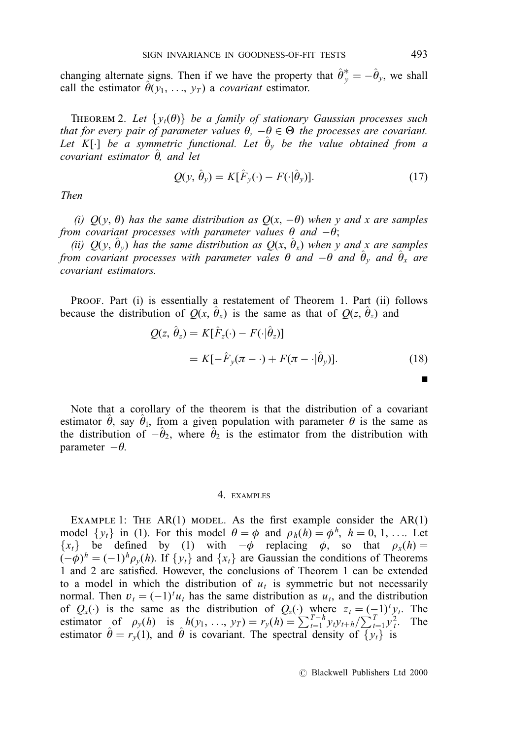changing alternate signs. Then if we have the property that $\hat{\theta}_y^* = -\hat{\theta}_y$, we shall call the estimator $\hat{\theta}(y_1, \ldots, y_T)$ a *covariant* estimator.

THEOREM 2. *Let $\{y_t(\theta)\}$ be a family of stationary Gaussian processes such that for every pair of parameter values $\theta$, $-\theta \in \Theta$ the processes are covariant. Let $K[\cdot]$ be a symmetric functional. Let $\hat{\theta}_y$ be the value obtained from a covariant estimator $\hat{\theta}$, and let*

$$Q(y, \hat{\theta}_y) = K[\hat{F}_y(\cdot) - F(\cdot|\hat{\theta}_y)]. \tag{17}$$

*Then*

*(i) $Q(y, \theta)$ has the same distribution as $Q(x, -\theta)$ when $y$ and $x$ are samples from covariant processes with parameter values $\theta$ and $-\theta$;*
*(ii) $Q(y, \hat{\theta}_y)$ has the same distribution as $Q(x, \hat{\theta}_x)$ when $y$ and $x$ are samples from covariant processes with parameter vales $\theta$ and $-\theta$ and $\hat{\theta}_y$ and $\hat{\theta}_x$ are covariant estimators.*

PROOF. Part (i) is essentially a restatement of Theorem 1. Part (ii) follows because the distribution of $Q(x, \hat{\theta}_x)$ is the same as that of $Q(z, \hat{\theta}_z)$ and

$$\begin{aligned} Q(z, \hat{\theta}_z) &= K[\hat{F}_z(\cdot) - F(\cdot|\hat{\theta}_z)] \\ &= K[-\hat{F}_y(\pi - \cdot) + F(\pi - \cdot|\hat{\theta}_y)]. \end{aligned} \tag{18}$$

■

Note that a corollary of the theorem is that the distribution of a covariant estimator $\hat{\theta}$, say $\hat{\theta}_1$, from a given population with parameter $\theta$ is the same as the distribution of $-\hat{\theta}_2$, where $\hat{\theta}_2$ is the estimator from the distribution with parameter $-\theta$.

## 4. EXAMPLES

EXAMPLE 1: THE AR(1) MODEL. As the first example consider the AR(1) model $\{y_t\}$ in (1). For this model $\theta = \phi$ and $\rho_h(h) = \phi^h$, $h = 0, 1, \ldots$. Let $\{x_t\}$ be defined by (1) with $-\phi$ replacing $\phi$, so that $\rho_x(h) = (-\phi)^h = (-1)^h \rho_y(h)$. If $\{y_t\}$ and $\{x_t\}$ are Gaussian the conditions of Theorems 1 and 2 are satisfied. However, the conclusions of Theorem 1 can be extended to a model in which the distribution of $u_t$ is symmetric but not necessarily normal. Then $v_t = (-1)^t u_t$ has the same distribution as $u_t$, and the distribution of $Q_x(\cdot)$ is the same as the distribution of $Q_z(\cdot)$ where $z_t = (-1)^t y_t$. The estimator of $\rho_y(h)$ is $h(y_1, \ldots, y_T) = r_y(h) = \sum_{t=1}^{T-h} y_t y_{t+h} / \sum_{t=1}^{T} y_t^2$. The estimator $\hat{\theta} = r_y(1)$, and $\hat{\theta}$ is covariant. The spectral density of $\{y_t\}$ is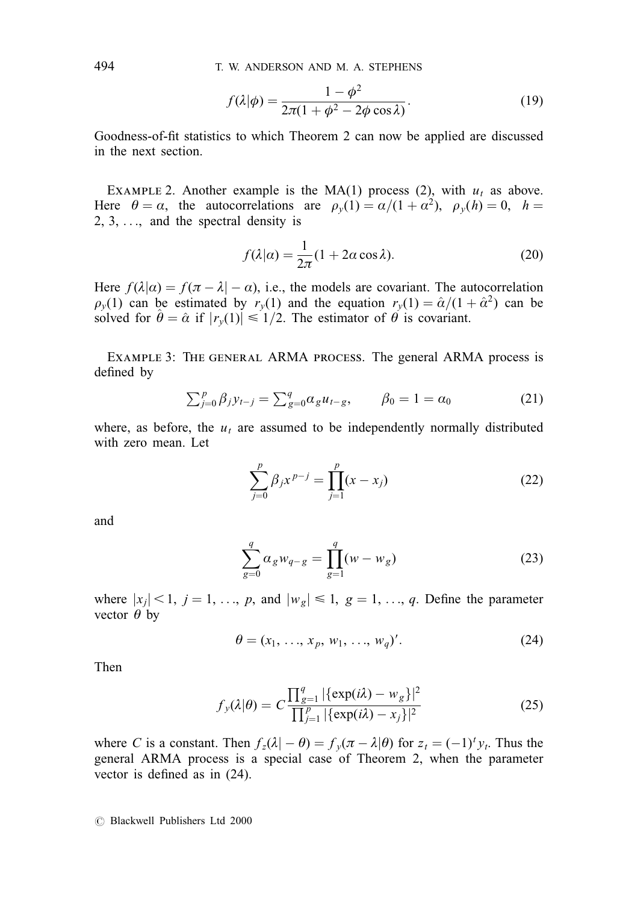$$f(\lambda|\phi) = \frac{1 - \phi^2}{2\pi(1 + \phi^2 - 2\phi\cos\lambda)}. \tag{19}$$

Goodness-of-fit statistics to which Theorem 2 can now be applied are discussed in the next section.

Example 2. Another example is the MA(1) process (2), with $u_t$ as above. Here $\theta = \alpha$, the autocorrelations are $\rho_y(1) = \alpha/(1+\alpha^2)$, $\rho_y(h) = 0$, $h = 2, 3, \ldots$, and the spectral density is

$$f(\lambda|\alpha) = \frac{1}{2\pi}(1 + 2\alpha\cos\lambda). \tag{20}$$

Here $f(\lambda|\alpha) = f(\pi - \lambda| - \alpha)$, i.e., the models are covariant. The autocorrelation $\rho_y(1)$ can be estimated by $r_y(1)$ and the equation $r_y(1) = \hat{\alpha}/(1 + \hat{\alpha}^2)$ can be solved for $\hat{\theta} = \hat{\alpha}$ if $|r_y(1)| \leq 1/2$. The estimator of $\theta$ is covariant.

Example 3: The general ARMA process. The general ARMA process is defined by

$$\textstyle\sum_{j=0}^{p} \beta_j y_{t-j} = \sum_{g=0}^{q} \alpha_g u_{t-g}, \qquad \beta_0 = 1 = \alpha_0 \tag{21}$$

where, as before, the $u_t$ are assumed to be independently normally distributed with zero mean. Let

$$\sum_{j=0}^{p} \beta_j x^{p-j} = \prod_{j=1}^{p} (x - x_j) \tag{22}$$

and

$$\sum_{g=0}^{q} \alpha_g w_{q-g} = \prod_{g=1}^{q} (w - w_g) \tag{23}$$

where $|x_j| < 1$, $j = 1, \ldots, p$, and $|w_g| \leq 1$, $g = 1, \ldots, q$. Define the parameter vector $\theta$ by

$$\theta = (x_1, \ldots, x_p, w_1, \ldots, w_q)'. \tag{24}$$

Then

$$f_y(\lambda|\theta) = C\frac{\prod_{g=1}^{q} |\{\exp(i\lambda) - w_g\}|^2}{\prod_{j=1}^{p} |\{\exp(i\lambda) - x_j\}|^2} \tag{25}$$

where $C$ is a constant. Then $f_z(\lambda| - \theta) = f_y(\pi - \lambda|\theta)$ for $z_t = (-1)^t y_t$. Thus the general ARMA process is a special case of Theorem 2, when the parameter vector is defined as in (24).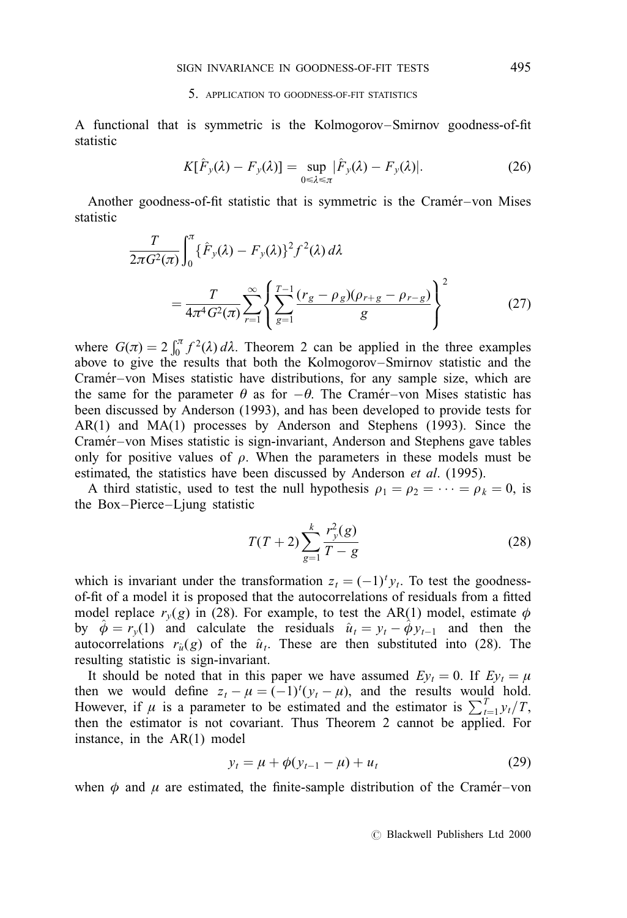## 5. APPLICATION TO GOODNESS-OF-FIT STATISTICS

A functional that is symmetric is the Kolmogorov–Smirnov goodness-of-fit statistic

$$K[\hat{F}_y(\lambda) - F_y(\lambda)] = \sup_{0 \leqslant \lambda \leqslant \pi} |\hat{F}_y(\lambda) - F_y(\lambda)|. \tag{26}$$

Another goodness-of-fit statistic that is symmetric is the Cramér–von Mises statistic

$$\frac{T}{2\pi G^2(\pi)} \int_0^\pi \{\hat{F}_y(\lambda) - F_y(\lambda)\}^2 f^2(\lambda)\, d\lambda$$

$$= \frac{T}{4\pi^4 G^2(\pi)} \sum_{r=1}^{\infty} \left\{ \sum_{g=1}^{T-1} \frac{(r_g - \rho_g)(\rho_{r+g} - \rho_{r-g})}{g} \right\}^2 \tag{27}$$

where $G(\pi) = 2\int_0^\pi f^2(\lambda)\, d\lambda$. Theorem 2 can be applied in the three examples above to give the results that both the Kolmogorov–Smirnov statistic and the Cramér–von Mises statistic have distributions, for any sample size, which are the same for the parameter $\theta$ as for $-\theta$. The Cramér–von Mises statistic has been discussed by Anderson (1993), and has been developed to provide tests for AR(1) and MA(1) processes by Anderson and Stephens (1993). Since the Cramér–von Mises statistic is sign-invariant, Anderson and Stephens gave tables only for positive values of $\rho$. When the parameters in these models must be estimated, the statistics have been discussed by Anderson *et al*. (1995).

A third statistic, used to test the null hypothesis $\rho_1 = \rho_2 = \cdots = \rho_k = 0$, is the Box–Pierce–Ljung statistic

$$T(T+2) \sum_{g=1}^{k} \frac{r_y^2(g)}{T-g} \tag{28}$$

which is invariant under the transformation $z_t = (-1)^t y_t$. To test the goodness-of-fit of a model it is proposed that the autocorrelations of residuals from a fitted model replace $r_y(g)$ in (28). For example, to test the AR(1) model, estimate $\phi$ by $\hat{\phi} = r_y(1)$ and calculate the residuals $\hat{u}_t = y_t - \hat{\phi} y_{t-1}$ and then the autocorrelations $r_{\hat{u}}(g)$ of the $\hat{u}_t$. These are then substituted into (28). The resulting statistic is sign-invariant.

It should be noted that in this paper we have assumed $Ey_t = 0$. If $Ey_t = \mu$ then we would define $z_t - \mu = (-1)^t (y_t - \mu)$, and the results would hold. However, if $\mu$ is a parameter to be estimated and the estimator is $\sum_{t=1}^{T} y_t / T$, then the estimator is not covariant. Thus Theorem 2 cannot be applied. For instance, in the AR(1) model

$$y_t = \mu + \phi(y_{t-1} - \mu) + u_t \tag{29}$$

when $\phi$ and $\mu$ are estimated, the finite-sample distribution of the Cramér–von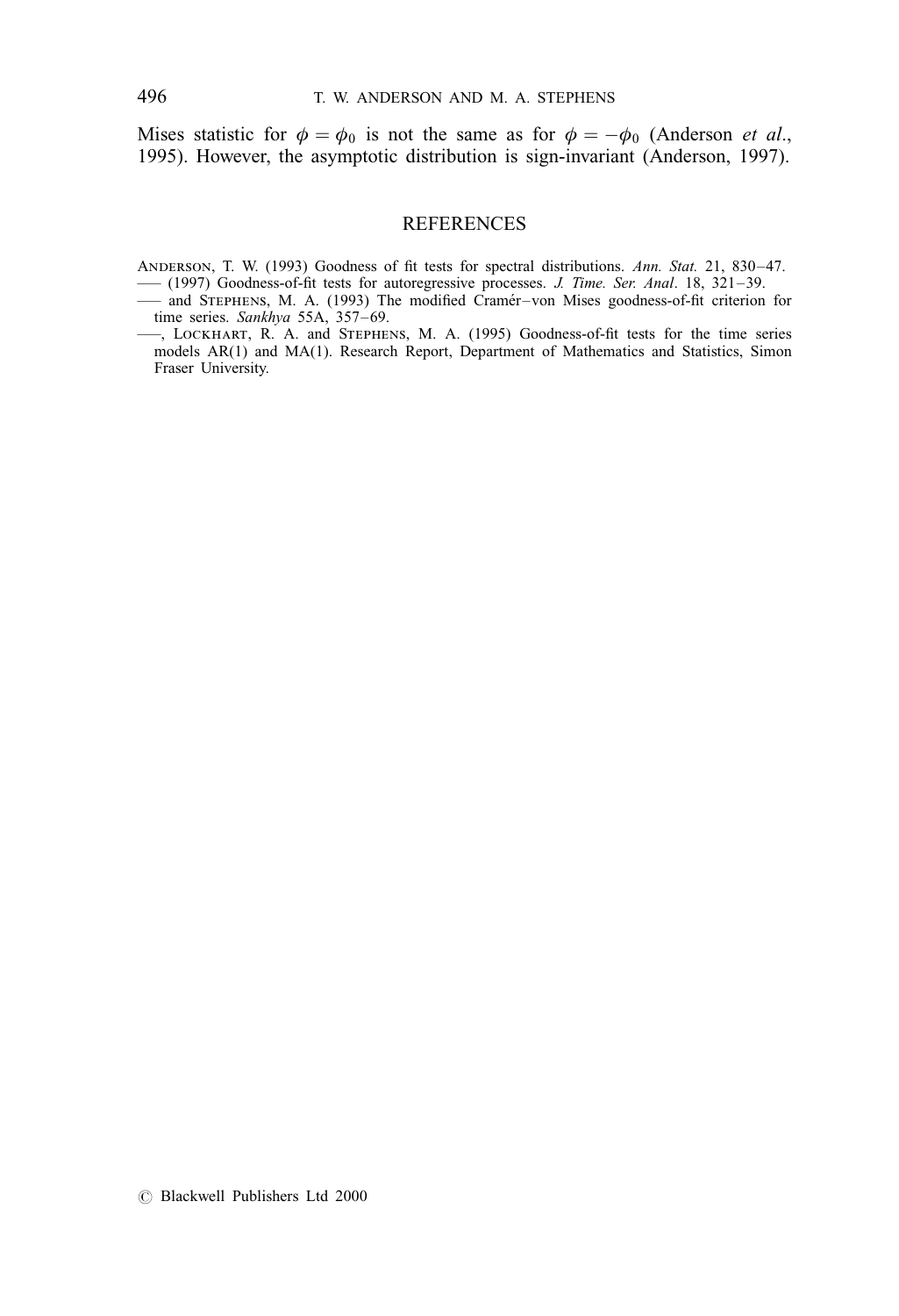Mises statistic for $\phi = \phi_0$ is not the same as for $\phi = -\phi_0$ (Anderson *et al*., 1995). However, the asymptotic distribution is sign-invariant (Anderson, 1997).

## REFERENCES

Anderson, T. W. (1993) Goodness of fit tests for spectral distributions. *Ann. Stat.* 21, 830–47.

—— (1997) Goodness-of-fit tests for autoregressive processes. *J. Time. Ser. Anal*. 18, 321–39.

—— and Stephens, M. A. (1993) The modified Cramér–von Mises goodness-of-fit criterion for time series. *Sankhya* 55A, 357–69.

——, Lockhart, R. A. and Stephens, M. A. (1995) Goodness-of-fit tests for the time series models AR(1) and MA(1). Research Report, Department of Mathematics and Statistics, Simon Fraser University.

© Blackwell Publishers Ltd 2000